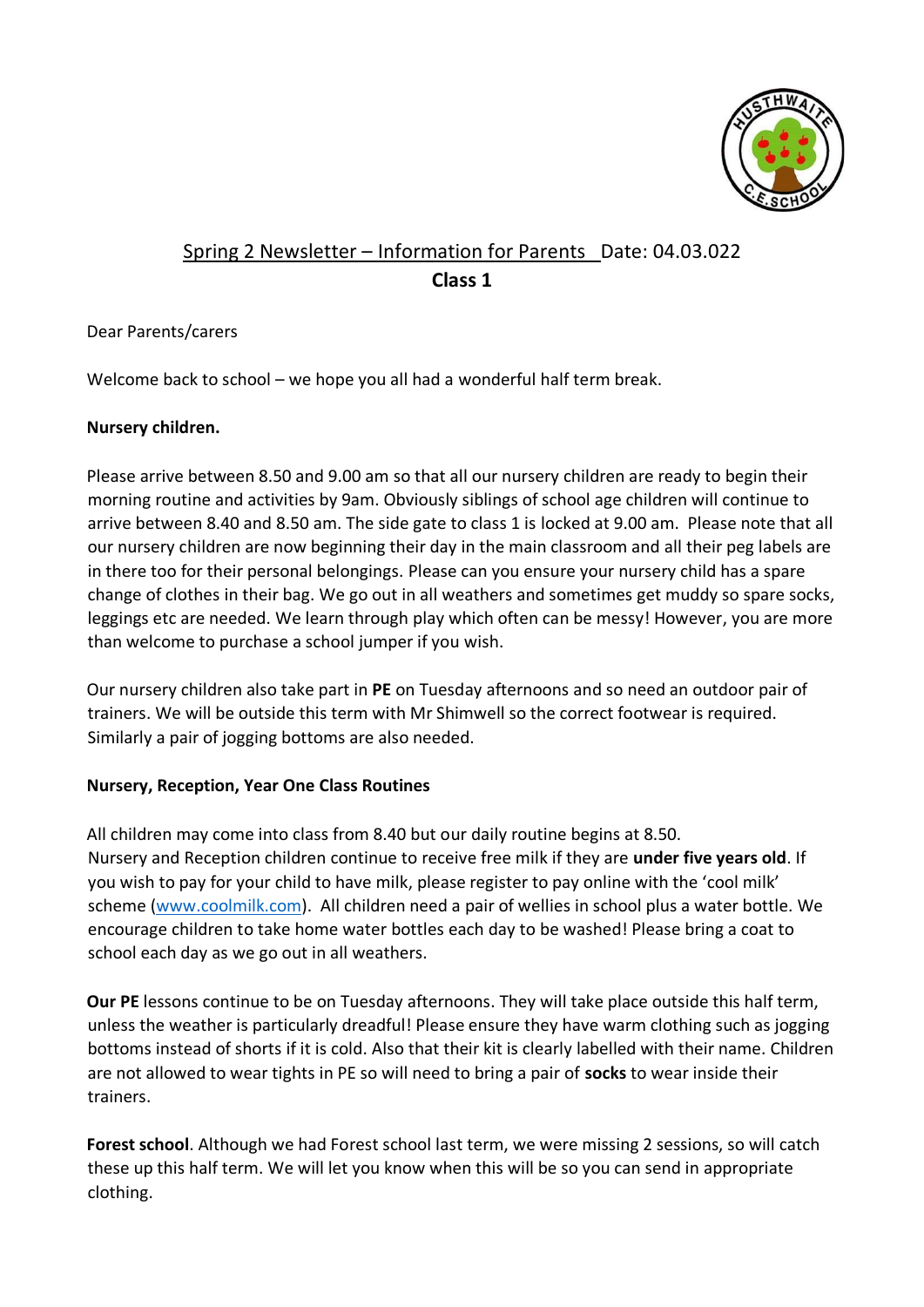Spring 2 Newsletter – Information for Parents Date: 04.03.022

**Class 1**

Dear Parents/carers

Welcome back to school – we hope you all had a wonderful half term break.

**Nursery children.**

Please arrive between 8.50 and 9.00 am so that all our nursery children are ready to begin their morning routine and activities by 9am. Obviously siblings of school age children will continue to arrive between 8.40 and 8.50 am. The side gate to class 1 is locked at 9.00 am. Please note that all our nursery children are now beginning their day in the main classroom and all their peg labels are in there too for their personal belongings. Please can you ensure your nursery child has a spare change of clothes in their bag. We go out in all weathers and sometimes get muddy so spare socks, leggings etc are needed. We learn through play which often can be messy! However, you are more than welcome to purchase a school jumper if you wish.

Our nursery children also take part in **PE** on Tuesday afternoons and so need an outdoor pair of trainers. We will be outside this term with Mr Shimwell so the correct footwear is required. Similarly a pair of jogging bottoms are also needed.

**Nursery, Reception, Year One Class Routines**

All children may come into class from 8.40 but our daily routine begins at 8.50. Nursery and Reception children continue to receive free milk if they are **under five years old**. If you wish to pay for your child to have milk, please register to pay online with the 'cool milk' scheme (www.coolmilk.com). All children need a pair of wellies in school plus a water bottle. We encourage children to take home water bottles each day to be washed! Please bring a coat to school each day as we go out in all weathers.

**Our PE** lessons continue to be on Tuesday afternoons. They will take place outside this half term, unless the weather is particularly dreadful! Please ensure they have warm clothing such as jogging bottoms instead of shorts if it is cold. Also that their kit is clearly labelled with their name. Children are not allowed to wear tights in PE so will need to bring a pair of **socks** to wear inside their trainers.

**Forest school**. Although we had Forest school last term, we were missing 2 sessions, so will catch these up this half term. We will let you know when this will be so you can send in appropriate clothing.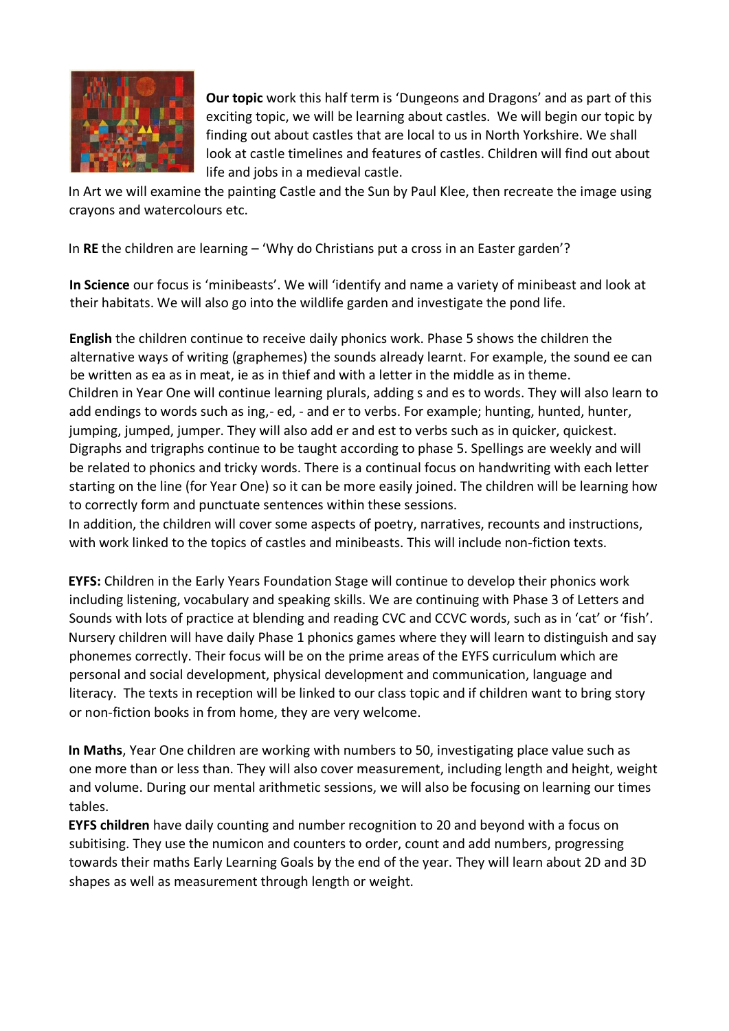**Our topic** work this half term is 'Dungeons and Dragons' and as part of this exciting topic, we will be learning about castles. We will begin our topic by finding out about castles that are local to us in North Yorkshire. We shall look at castle timelines and features of castles. Children will find out about life and jobs in a medieval castle.

In Art we will examine the painting Castle and the Sun by Paul Klee, then recreate the image using crayons and watercolours etc.

In **RE** the children are learning – 'Why do Christians put a cross in an Easter garden'?

**In Science** our focus is 'minibeasts'. We will 'identify and name a variety of minibeast and look at their habitats. We will also go into the wildlife garden and investigate the pond life.

**English** the children continue to receive daily phonics work. Phase 5 shows the children the alternative ways of writing (graphemes) the sounds already learnt. For example, the sound ee can be written as ea as in meat, ie as in thief and with a letter in the middle as in theme.
Children in Year One will continue learning plurals, adding s and es to words. They will also learn to add endings to words such as ing,- ed, - and er to verbs. For example; hunting, hunted, hunter, jumping, jumped, jumper. They will also add er and est to verbs such as in quicker, quickest. Digraphs and trigraphs continue to be taught according to phase 5. Spellings are weekly and will be related to phonics and tricky words. There is a continual focus on handwriting with each letter starting on the line (for Year One) so it can be more easily joined. The children will be learning how to correctly form and punctuate sentences within these sessions.
In addition, the children will cover some aspects of poetry, narratives, recounts and instructions, with work linked to the topics of castles and minibeasts. This will include non-fiction texts.

**EYFS:** Children in the Early Years Foundation Stage will continue to develop their phonics work including listening, vocabulary and speaking skills. We are continuing with Phase 3 of Letters and Sounds with lots of practice at blending and reading CVC and CCVC words, such as in 'cat' or 'fish'. Nursery children will have daily Phase 1 phonics games where they will learn to distinguish and say phonemes correctly. Their focus will be on the prime areas of the EYFS curriculum which are personal and social development, physical development and communication, language and literacy. The texts in reception will be linked to our class topic and if children want to bring story or non-fiction books in from home, they are very welcome.

**In Maths**, Year One children are working with numbers to 50, investigating place value such as one more than or less than. They will also cover measurement, including length and height, weight and volume. During our mental arithmetic sessions, we will also be focusing on learning our times tables.
**EYFS children** have daily counting and number recognition to 20 and beyond with a focus on subitising. They use the numicon and counters to order, count and add numbers, progressing towards their maths Early Learning Goals by the end of the year. They will learn about 2D and 3D shapes as well as measurement through length or weight.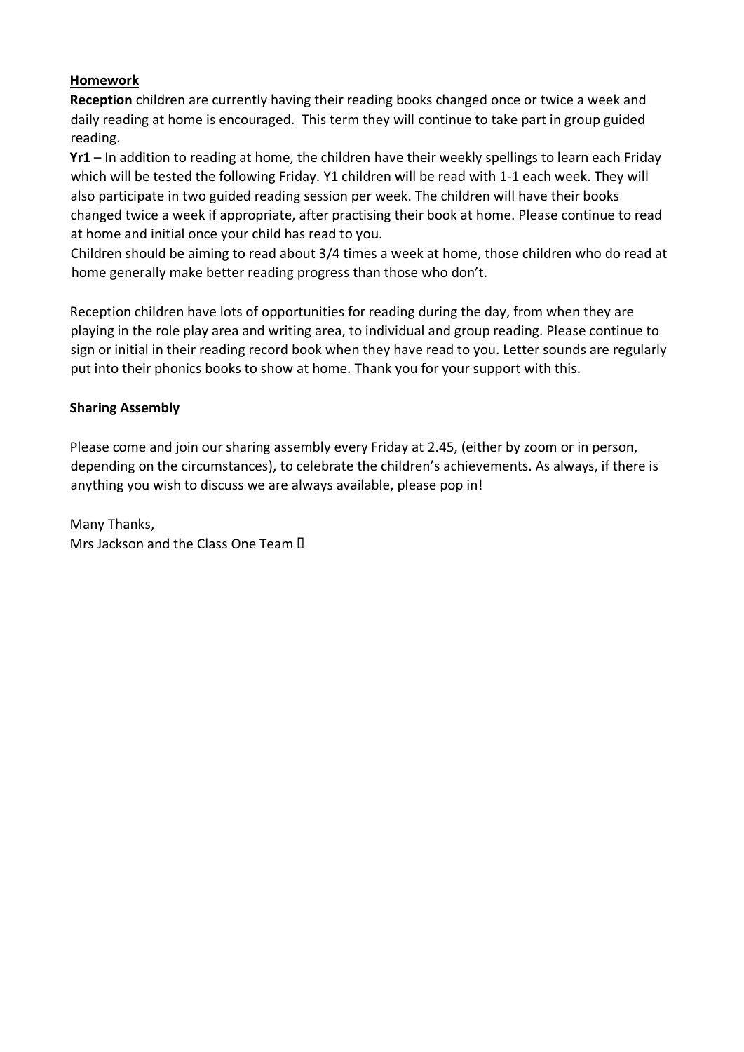**Homework**

**Reception** children are currently having their reading books changed once or twice a week and daily reading at home is encouraged. This term they will continue to take part in group guided reading.

**Yr1** – In addition to reading at home, the children have their weekly spellings to learn each Friday which will be tested the following Friday. Y1 children will be read with 1-1 each week. They will also participate in two guided reading session per week. The children will have their books changed twice a week if appropriate, after practising their book at home. Please continue to read at home and initial once your child has read to you.

Children should be aiming to read about 3/4 times a week at home, those children who do read at home generally make better reading progress than those who don't.

Reception children have lots of opportunities for reading during the day, from when they are playing in the role play area and writing area, to individual and group reading. Please continue to sign or initial in their reading record book when they have read to you. Letter sounds are regularly put into their phonics books to show at home. Thank you for your support with this.

**Sharing Assembly**

Please come and join our sharing assembly every Friday at 2.45, (either by zoom or in person, depending on the circumstances), to celebrate the children's achievements. As always, if there is anything you wish to discuss we are always available, please pop in!

Many Thanks,
Mrs Jackson and the Class One Team